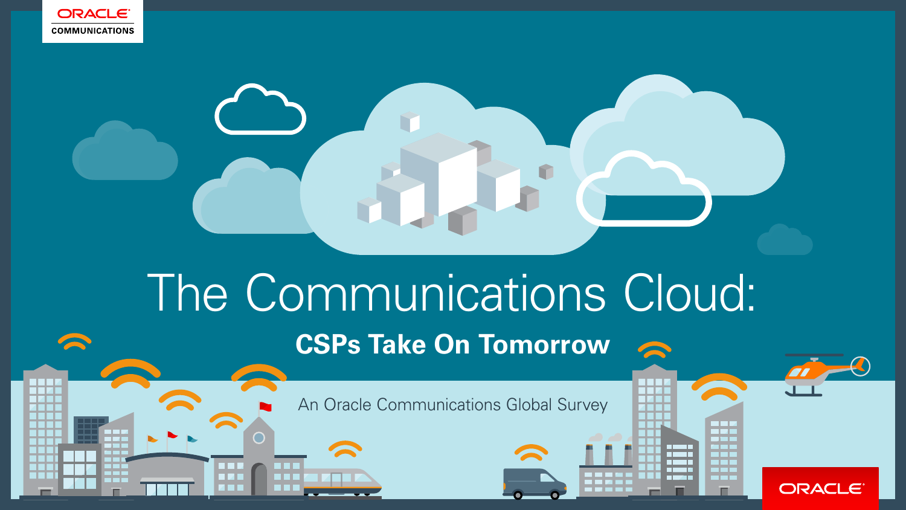ORACLE COMMUNICATIONS

# The Communications Cloud:

## CSPs Take On Tomorrow

An Oracle Communications Global Survey

ORACLE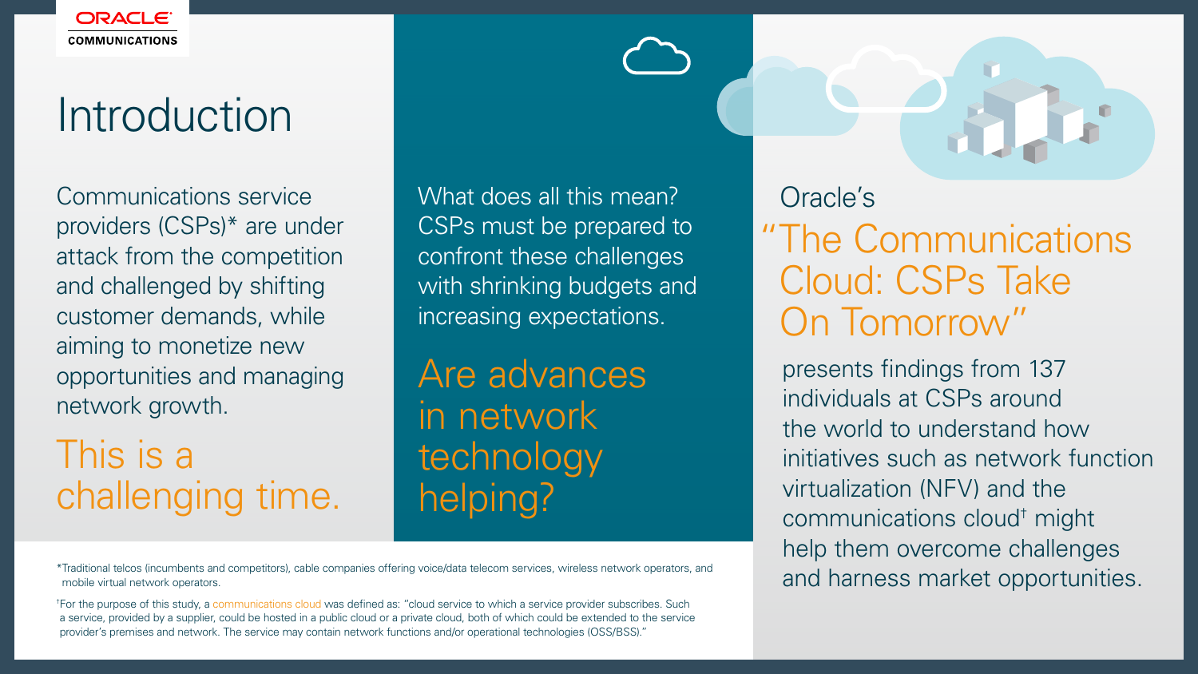# Introduction

Communications service providers (CSPs)* are under attack from the competition and challenged by shifting customer demands, while aiming to monetize new opportunities and managing network growth.

This is a challenging time.

What does all this mean? CSPs must be prepared to confront these challenges with shrinking budgets and increasing expectations.

Are advances in network technology helping?

Oracle's "The Communications Cloud: CSPs Take On Tomorrow" presents findings from 137 individuals at CSPs around the world to understand how initiatives such as network function virtualization (NFV) and the communications cloud† might help them overcome challenges and harness market opportunities.

*Traditional telcos (incumbents and competitors), cable companies offering voice/data telecom services, wireless network operators, and mobile virtual network operators.

†For the purpose of this study, a communications cloud was defined as: "cloud service to which a service provider subscribes. Such a service, provided by a supplier, could be hosted in a public cloud or a private cloud, both of which could be extended to the service provider's premises and network. The service may contain network functions and/or operational technologies (OSS/BSS)."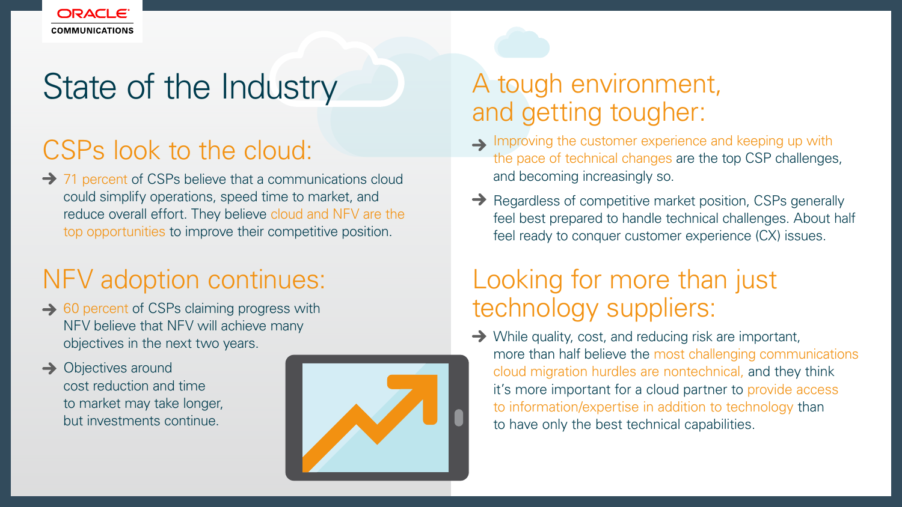# State of the Industry

## CSPs look to the cloud:

- 71 percent of CSPs believe that a communications cloud could simplify operations, speed time to market, and reduce overall effort. They believe cloud and NFV are the top opportunities to improve their competitive position.

## NFV adoption continues:

- 60 percent of CSPs claiming progress with NFV believe that NFV will achieve many objectives in the next two years.
- Objectives around cost reduction and time to market may take longer, but investments continue.

## A tough environment, and getting tougher:

- Improving the customer experience and keeping up with the pace of technical changes are the top CSP challenges, and becoming increasingly so.
- Regardless of competitive market position, CSPs generally feel best prepared to handle technical challenges. About half feel ready to conquer customer experience (CX) issues.

## Looking for more than just technology suppliers:

- While quality, cost, and reducing risk are important, more than half believe the most challenging communications cloud migration hurdles are nontechnical, and they think it's more important for a cloud partner to provide access to information/expertise in addition to technology than to have only the best technical capabilities.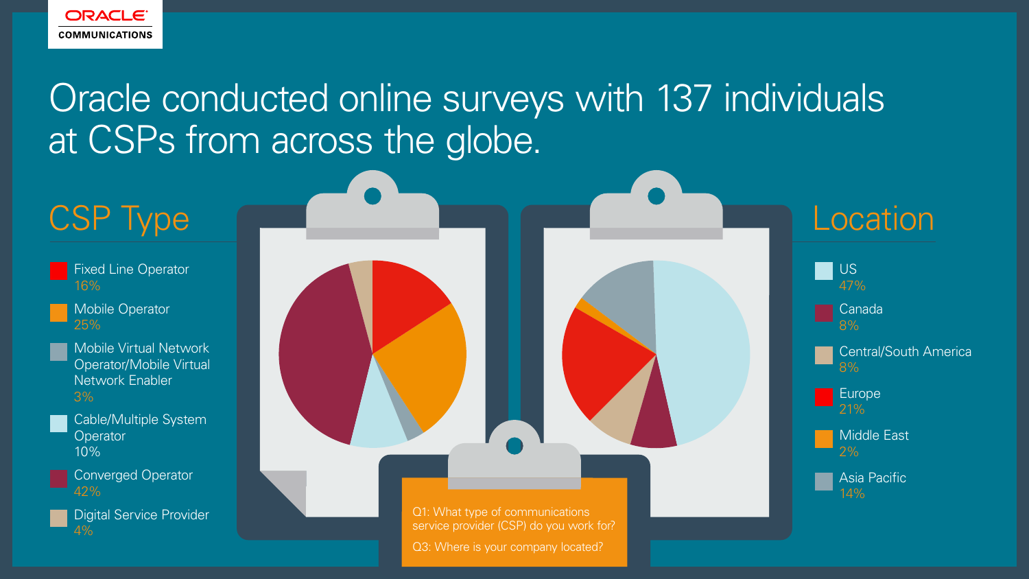# Oracle conducted online surveys with 137 individuals at CSPs from across the globe.

## CSP Type

- Fixed Line Operator 16%
- Mobile Operator 25%
- Mobile Virtual Network Operator/Mobile Virtual Network Enabler 3%
- Cable/Multiple System Operator 10%
- Converged Operator 42%
- Digital Service Provider 4%

## Location

- US 47%
- Canada 8%
- Central/South America 8%
- Europe 21%
- Middle East 2%
- Asia Pacific 14%

Q1: What type of communications service provider (CSP) do you work for?

Q3: Where is your company located?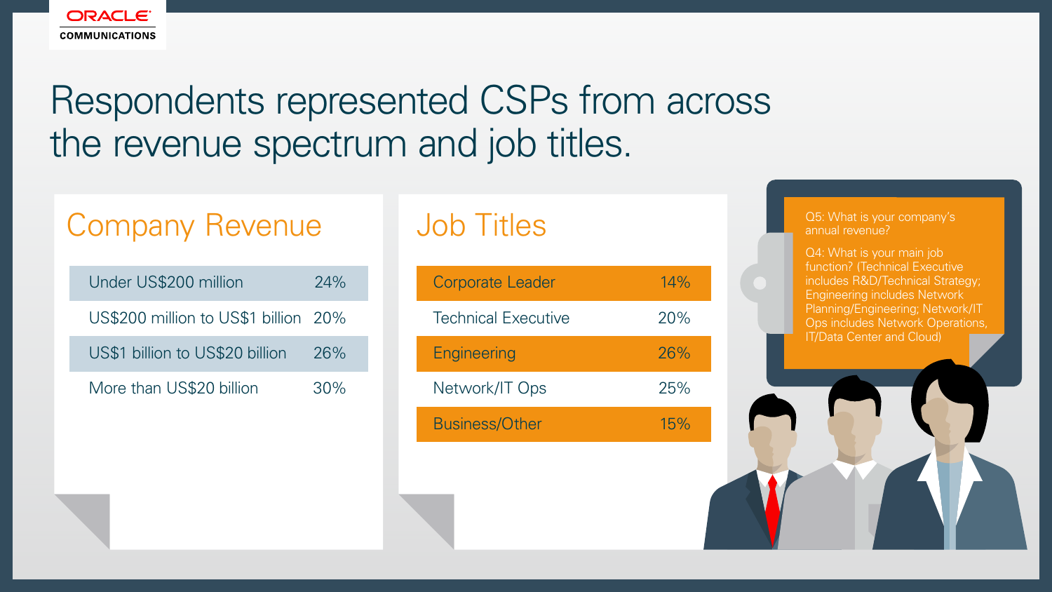# Respondents represented CSPs from across the revenue spectrum and job titles.

## Company Revenue

| Revenue | % |
| --- | --- |
| Under US$200 million | 24% |
| US$200 million to US$1 billion | 20% |
| US$1 billion to US$20 billion | 26% |
| More than US$20 billion | 30% |

## Job Titles

| Job Title | % |
| --- | --- |
| Corporate Leader | 14% |
| Technical Executive | 20% |
| Engineering | 26% |
| Network/IT Ops | 25% |
| Business/Other | 15% |

Q5: What is your company's annual revenue?

Q4: What is your main job function? (Technical Executive includes R&D/Technical Strategy; Engineering includes Network Planning/Engineering; Network/IT Ops includes Network Operations, IT/Data Center and Cloud)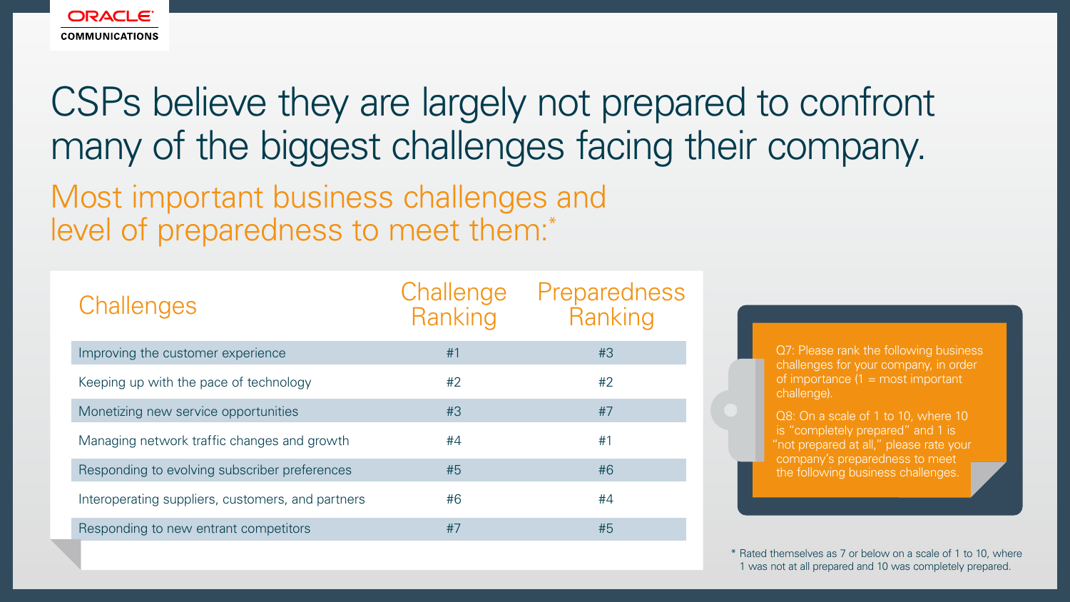# CSPs believe they are largely not prepared to confront many of the biggest challenges facing their company.

## Most important business challenges and level of preparedness to meet them:*

| Challenges | Challenge Ranking | Preparedness Ranking |
|---|---|---|
| Improving the customer experience | #1 | #3 |
| Keeping up with the pace of technology | #2 | #2 |
| Monetizing new service opportunities | #3 | #7 |
| Managing network traffic changes and growth | #4 | #1 |
| Responding to evolving subscriber preferences | #5 | #6 |
| Interoperating suppliers, customers, and partners | #6 | #4 |
| Responding to new entrant competitors | #7 | #5 |

Q7: Please rank the following business challenges for your company, in order of importance (1 = most important challenge).

Q8: On a scale of 1 to 10, where 10 is "completely prepared" and 1 is "not prepared at all," please rate your company's preparedness to meet the following business challenges.

* Rated themselves as 7 or below on a scale of 1 to 10, where 1 was not at all prepared and 10 was completely prepared.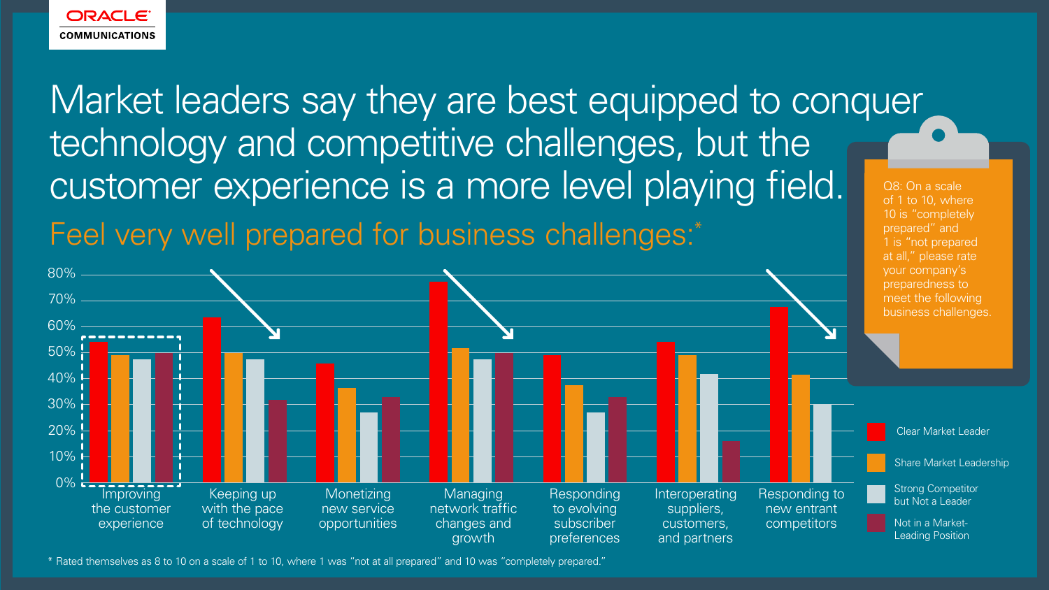# Market leaders say they are best equipped to conquer technology and competitive challenges, but the customer experience is a more level playing field.

## Feel very well prepared for business challenges:*

Q8: On a scale of 1 to 10, where 10 is "completely prepared" and 1 is "not prepared at all," please rate your company's preparedness to meet the following business challenges.

| Business challenge | Clear Market Leader | Share Market Leadership | Strong Competitor but Not a Leader | Not in a Market-Leading Position |
|---|---|---|---|---|
| Improving the customer experience | ~54% | ~49% | ~47% | ~50% |
| Keeping up with the pace of technology | ~64% | ~50% | ~47% | ~32% |
| Monetizing new service opportunities | ~46% | ~36% | ~27% | ~33% |
| Managing network traffic changes and growth | ~77% | ~51% | ~47% | ~50% |
| Responding to evolving subscriber preferences | ~49% | ~37% | ~27% | ~33% |
| Interoperating suppliers, customers, and partners | ~54% | ~49% | ~41% | ~16% |
| Responding to new entrant competitors | ~67% | ~41% | ~30% | — |

\* Rated themselves as 8 to 10 on a scale of 1 to 10, where 1 was "not at all prepared" and 10 was "completely prepared."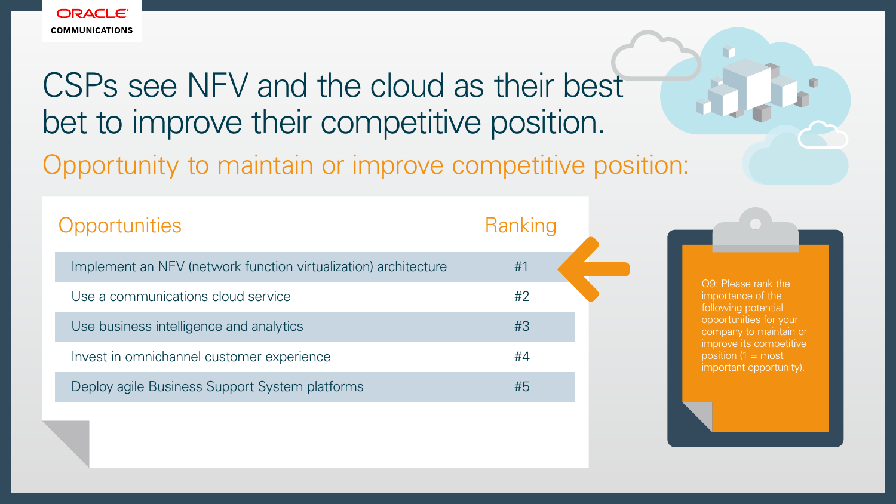# CSPs see NFV and the cloud as their best bet to improve their competitive position.

## Opportunity to maintain or improve competitive position:

| Opportunities | Ranking |
|---|---|
| Implement an NFV (network function virtualization) architecture | #1 |
| Use a communications cloud service | #2 |
| Use business intelligence and analytics | #3 |
| Invest in omnichannel customer experience | #4 |
| Deploy agile Business Support System platforms | #5 |

Q9: Please rank the importance of the following potential opportunities for your company to maintain or improve its competitive position (1 = most important opportunity).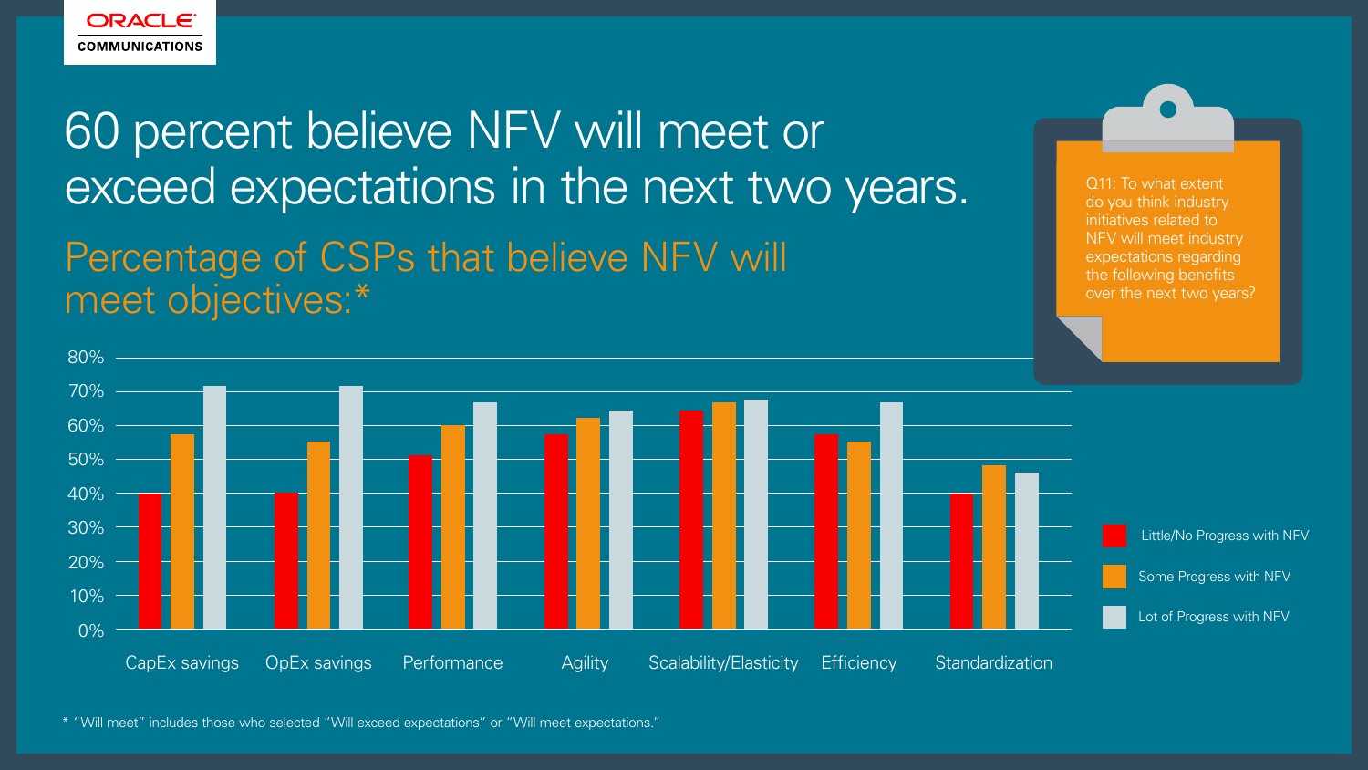# 60 percent believe NFV will meet or exceed expectations in the next two years.

## Percentage of CSPs that believe NFV will meet objectives:*

Q11: To what extent do you think industry initiatives related to NFV will meet industry expectations regarding the following benefits over the next two years?

| | Little/No Progress with NFV | Some Progress with NFV | Lot of Progress with NFV |
|---|---|---|---|
| CapEx savings | 40% | 57% | 71% |
| OpEx savings | 40% | 55% | 71% |
| Performance | 51% | 60% | 66% |
| Agility | 57% | 62% | 64% |
| Scalability/Elasticity | 64% | 66% | 67% |
| Efficiency | 57% | 55% | 66% |
| Standardization | 40% | 48% | 46% |

\* "Will meet" includes those who selected "Will exceed expectations" or "Will meet expectations."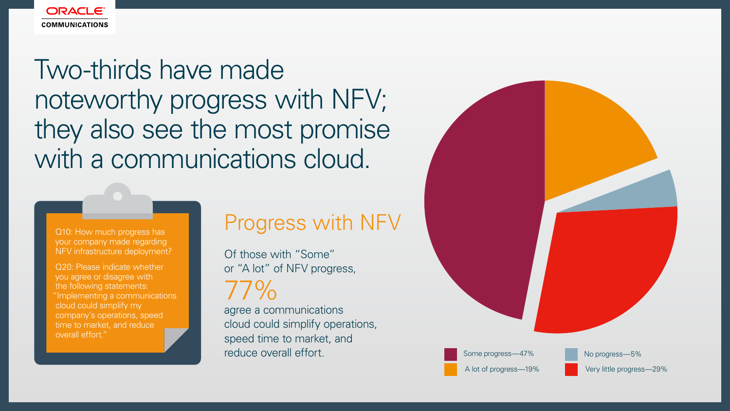# Two-thirds have made noteworthy progress with NFV; they also see the most promise with a communications cloud.

Q10: How much progress has your company made regarding NFV infrastructure deployment?

Q20: Please indicate whether you agree or disagree with the following statements: "Implementing a communications cloud could simplify my company's operations, speed time to market, and reduce overall effort."

## Progress with NFV

Of those with "Some" or "A lot" of NFV progress,

77%

agree a communications cloud could simplify operations, speed time to market, and reduce overall effort.

- Some progress—47%
- A lot of progress—19%
- No progress—5%
- Very little progress—29%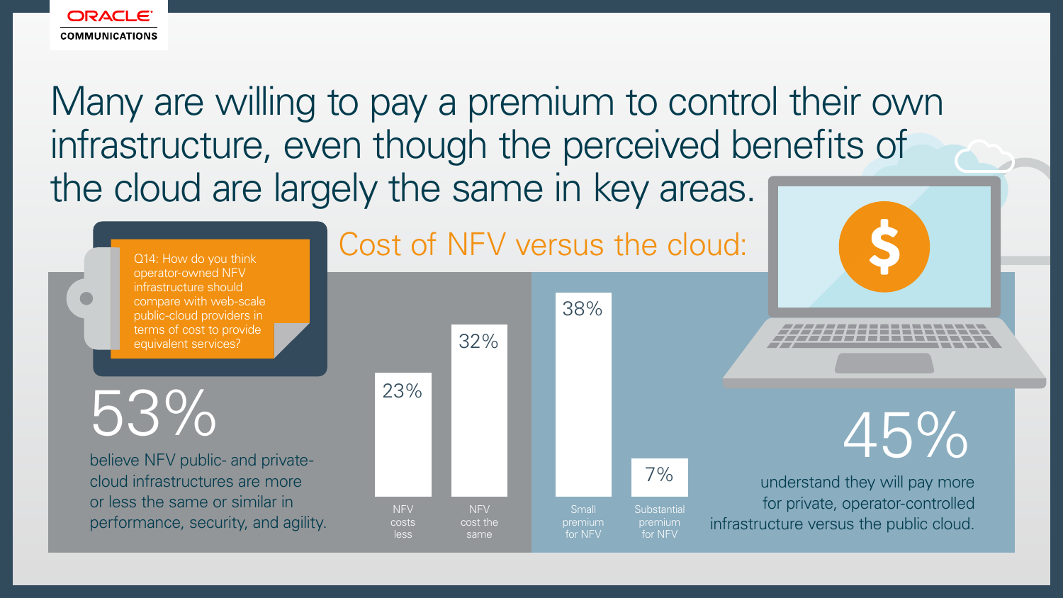# Many are willing to pay a premium to control their own infrastructure, even though the perceived benefits of the cloud are largely the same in key areas.

Q14: How do you think operator-owned NFV infrastructure should compare with web-scale public-cloud providers in terms of cost to provide equivalent services?

## Cost of NFV versus the cloud:

| Response | Percentage |
|---|---|
| NFV costs less | 23% |
| NFV cost the same | 32% |
| Small premium for NFV | 38% |
| Substantial premium for NFV | 7% |

**53%** believe NFV public- and private-cloud infrastructures are more or less the same or similar in performance, security, and agility.

**45%** understand they will pay more for private, operator-controlled infrastructure versus the public cloud.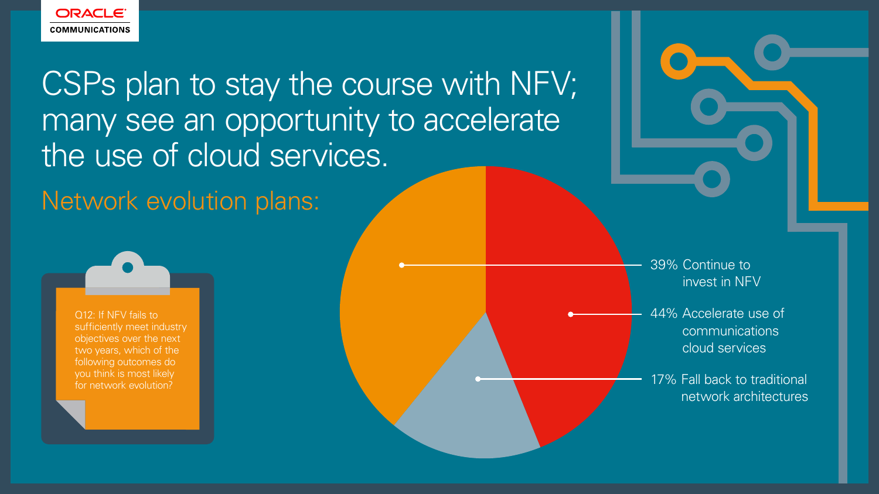# CSPs plan to stay the course with NFV; many see an opportunity to accelerate the use of cloud services.

## Network evolution plans:

Q12: If NFV fails to sufficiently meet industry objectives over the next two years, which of the following outcomes do you think is most likely for network evolution?

- 39% Continue to invest in NFV
- 44% Accelerate use of communications cloud services
- 17% Fall back to traditional network architectures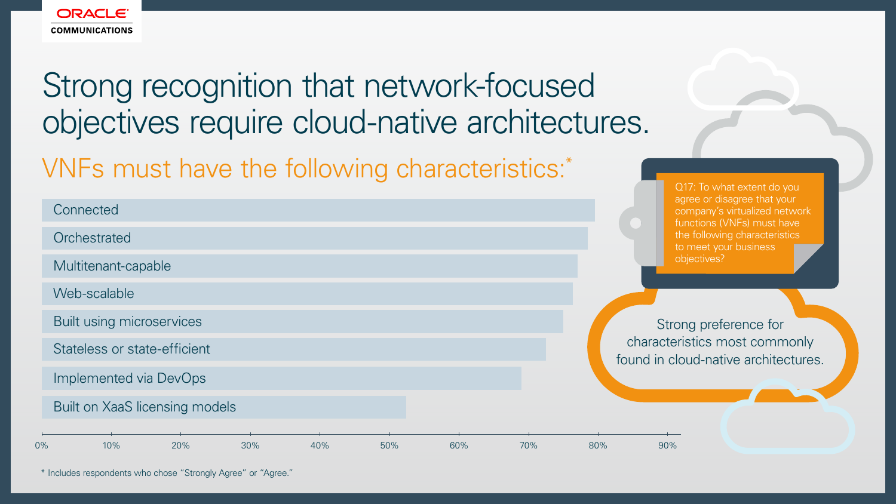# Strong recognition that network-focused objectives require cloud-native architectures.

## VNFs must have the following characteristics:*

- Connected
- Orchestrated
- Multitenant-capable
- Web-scalable
- Built using microservices
- Stateless or state-efficient
- Implemented via DevOps
- Built on XaaS licensing models

0% 10% 20% 30% 40% 50% 60% 70% 80% 90%

Q17: To what extent do you agree or disagree that your company's virtualized network functions (VNFs) must have the following characteristics to meet your business objectives?

Strong preference for characteristics most commonly found in cloud-native architectures.

\* Includes respondents who chose "Strongly Agree" or "Agree."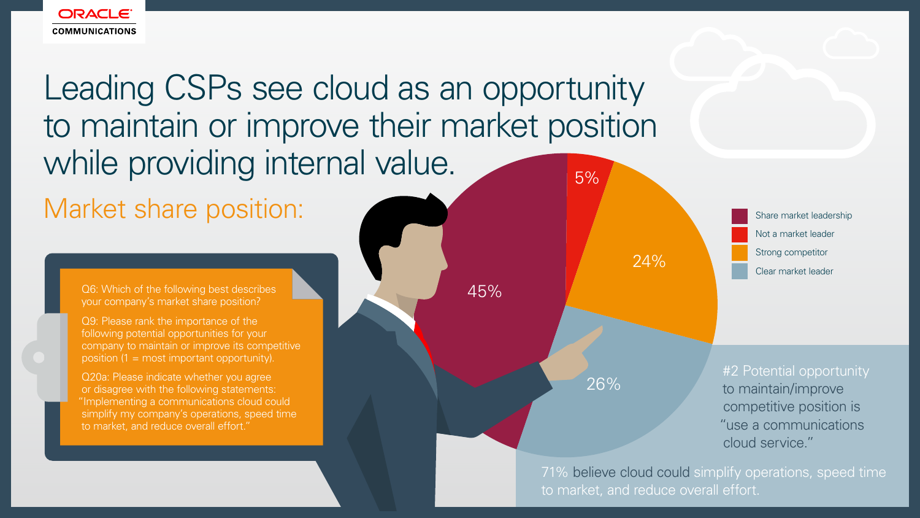# Leading CSPs see cloud as an opportunity to maintain or improve their market position while providing internal value.

## Market share position:

Q6: Which of the following best describes your company's market share position?

Q9: Please rank the importance of the following potential opportunities for your company to maintain or improve its competitive position (1 = most important opportunity).

Q20a: Please indicate whether you agree or disagree with the following statements: "Implementing a communications cloud could simplify my company's operations, speed time to market, and reduce overall effort."

| Market share position | % |
| --- | --- |
| Share market leadership | 45% |
| Not a market leader | 5% |
| Strong competitor | 24% |
| Clear market leader | 26% |

#2 Potential opportunity to maintain/improve competitive position is "use a communications cloud service."

71% believe cloud could simplify operations, speed time to market, and reduce overall effort.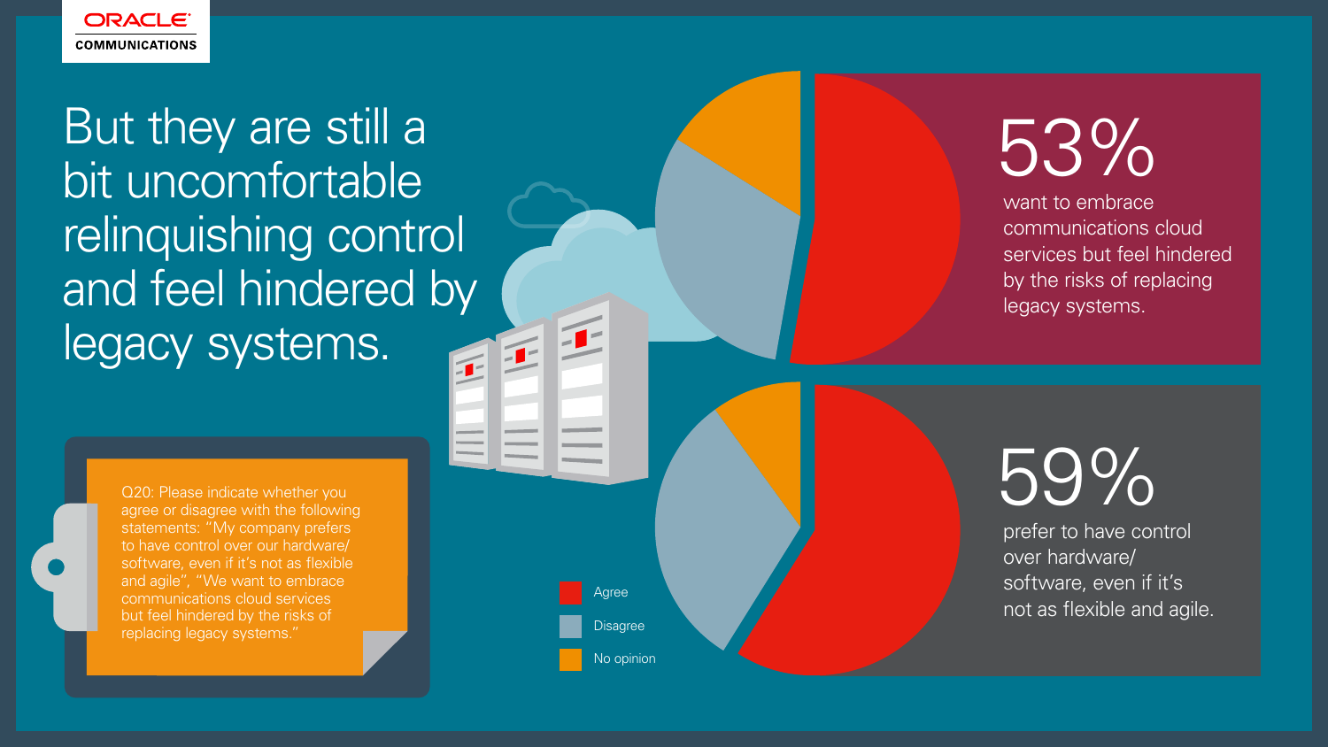# But they are still a bit uncomfortable relinquishing control and feel hindered by legacy systems.

Q20: Please indicate whether you agree or disagree with the following statements: "My company prefers to have control over our hardware/ software, even if it's not as flexible and agile", "We want to embrace communications cloud services but feel hindered by the risks of replacing legacy systems."

**53%** want to embrace communications cloud services but feel hindered by the risks of replacing legacy systems.

**59%** prefer to have control over hardware/ software, even if it's not as flexible and agile.

- Agree
- Disagree
- No opinion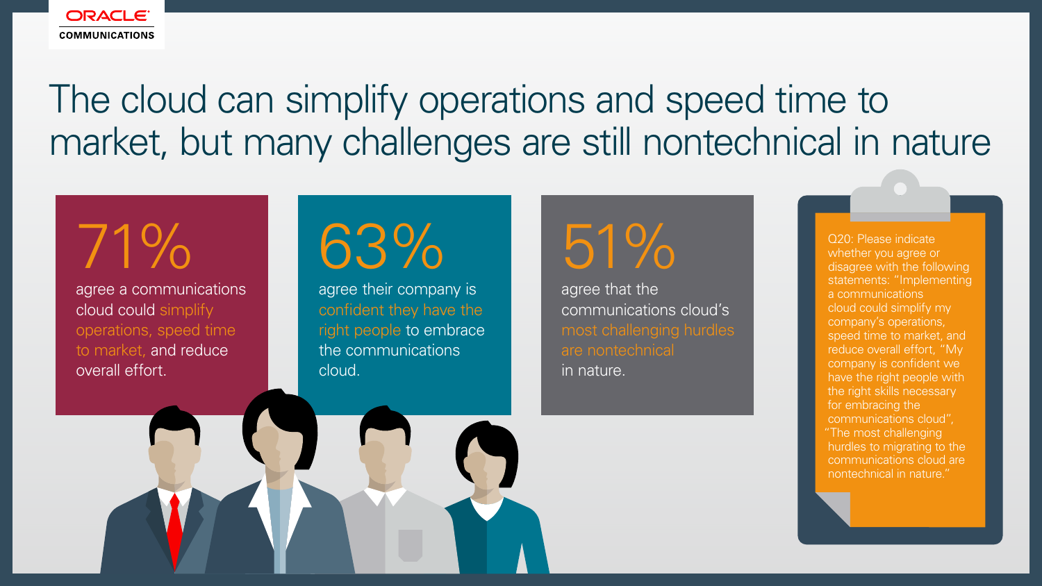# The cloud can simplify operations and speed time to market, but many challenges are still nontechnical in nature

**71%**

agree a communications cloud could simplify operations, speed time to market, and reduce overall effort.

**63%**

agree their company is confident they have the right people to embrace the communications cloud.

**51%**

agree that the communications cloud's most challenging hurdles are nontechnical in nature.

Q20: Please indicate whether you agree or disagree with the following statements: "Implementing a communications cloud could simplify my company's operations, speed time to market, and reduce overall effort, "My company is confident we have the right people with the right skills necessary for embracing the communications cloud", "The most challenging hurdles to migrating to the communications cloud are nontechnical in nature."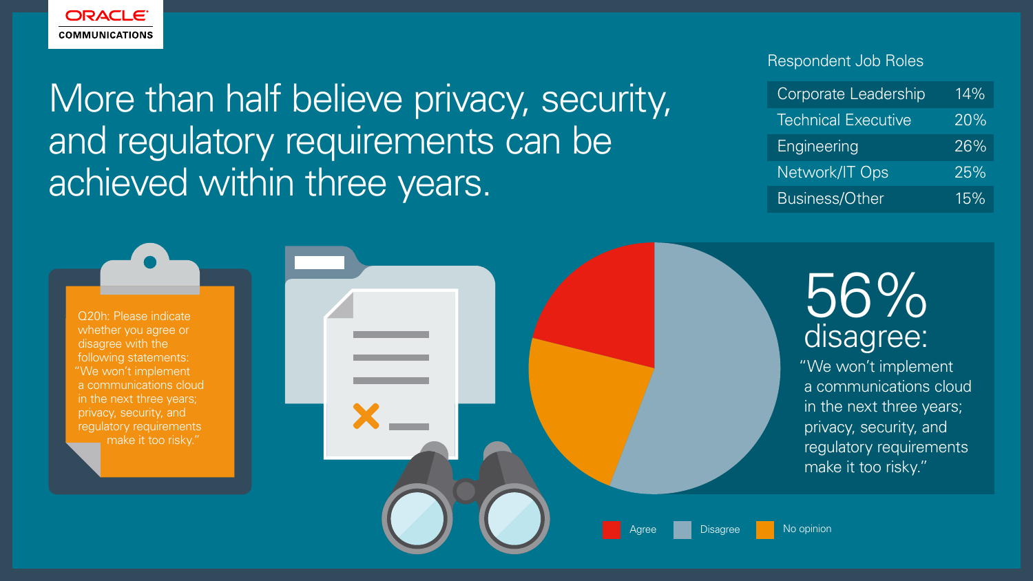# More than half believe privacy, security, and regulatory requirements can be achieved within three years.

**Respondent Job Roles**

| Role | % |
| --- | --- |
| Corporate Leadership | 14% |
| Technical Executive | 20% |
| Engineering | 26% |
| Network/IT Ops | 25% |
| Business/Other | 15% |

Q20h: Please indicate whether you agree or disagree with the following statements: "We won't implement a communications cloud in the next three years; privacy, security, and regulatory requirements make it too risky."

**56% disagree:**

"We won't implement a communications cloud in the next three years; privacy, security, and regulatory requirements make it too risky."

Agree · Disagree · No opinion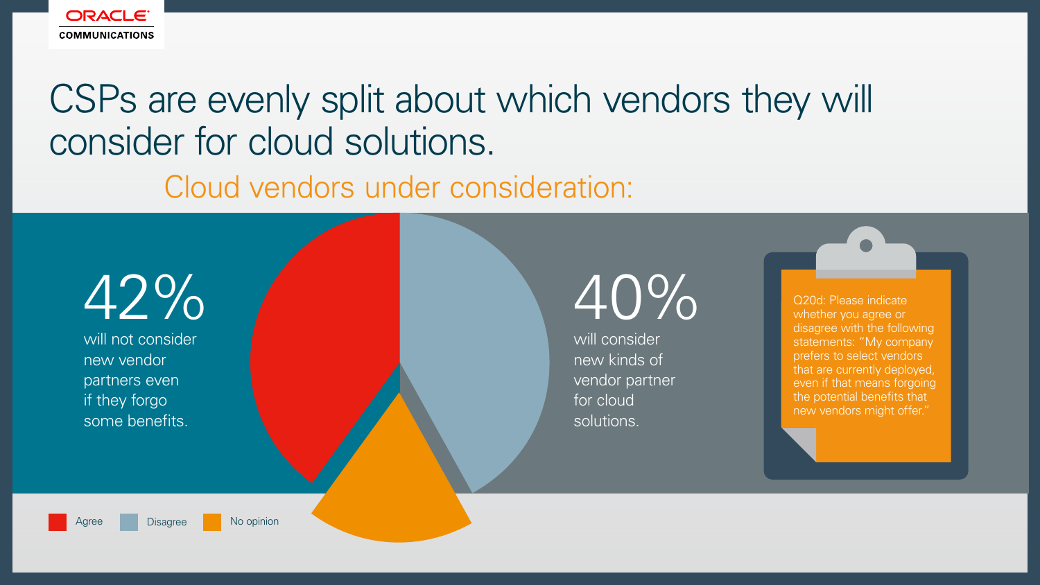# CSPs are evenly split about which vendors they will consider for cloud solutions.

## Cloud vendors under consideration:

**42%** will not consider new vendor partners even if they forgo some benefits.

**40%** will consider new kinds of vendor partner for cloud solutions.

Q20d: Please indicate whether you agree or disagree with the following statements: "My company prefers to select vendors that are currently deployed, even if that means forgoing the potential benefits that new vendors might offer."

Agree | Disagree | No opinion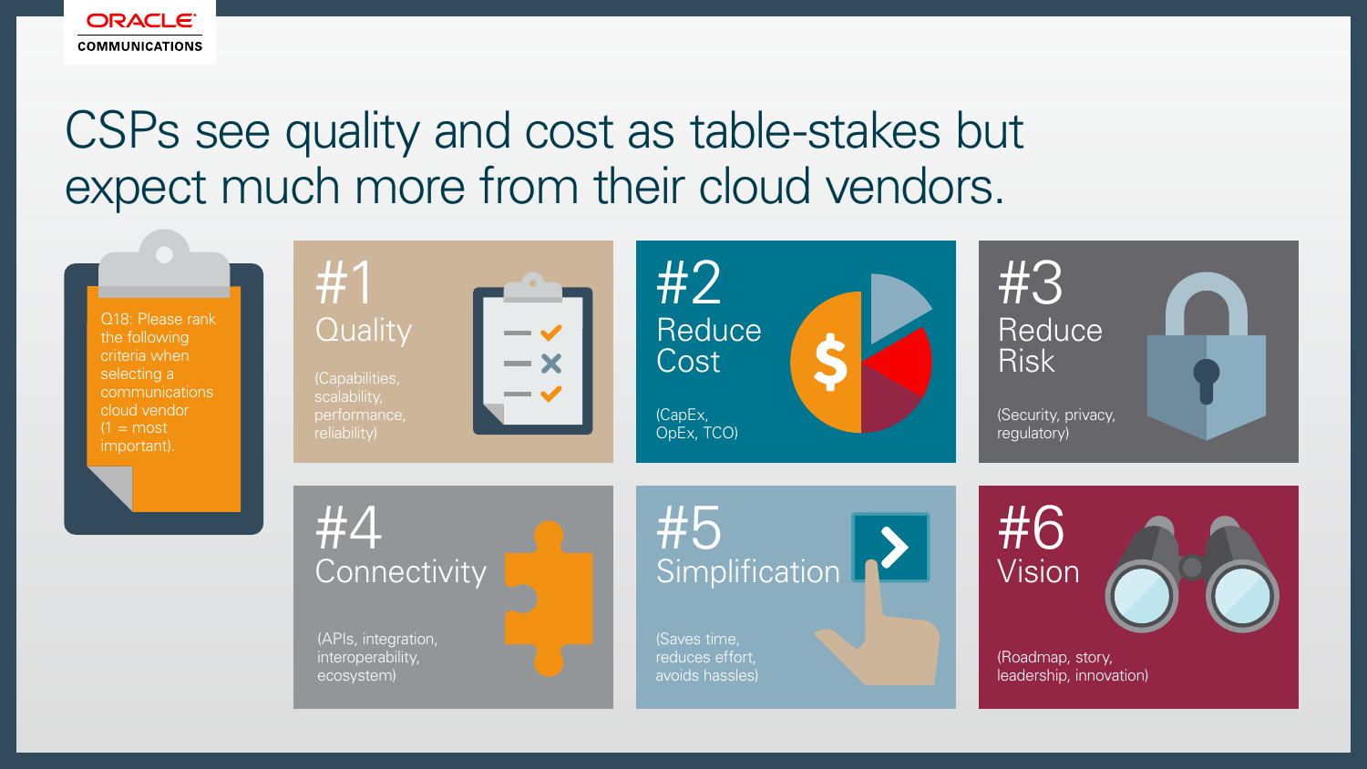# CSPs see quality and cost as table-stakes but expect much more from their cloud vendors.

Q18: Please rank the following criteria when selecting a communications cloud vendor (1 = most important).

**#1 Quality**
(Capabilities, scalability, performance, reliability)

**#2 Reduce Cost**
(CapEx, OpEx, TCO)

**#3 Reduce Risk**
(Security, privacy, regulatory)

**#4 Connectivity**
(APIs, integration, interoperability, ecosystem)

**#5 Simplification**
(Saves time, reduces effort, avoids hassles)

**#6 Vision**
(Roadmap, story, leadership, innovation)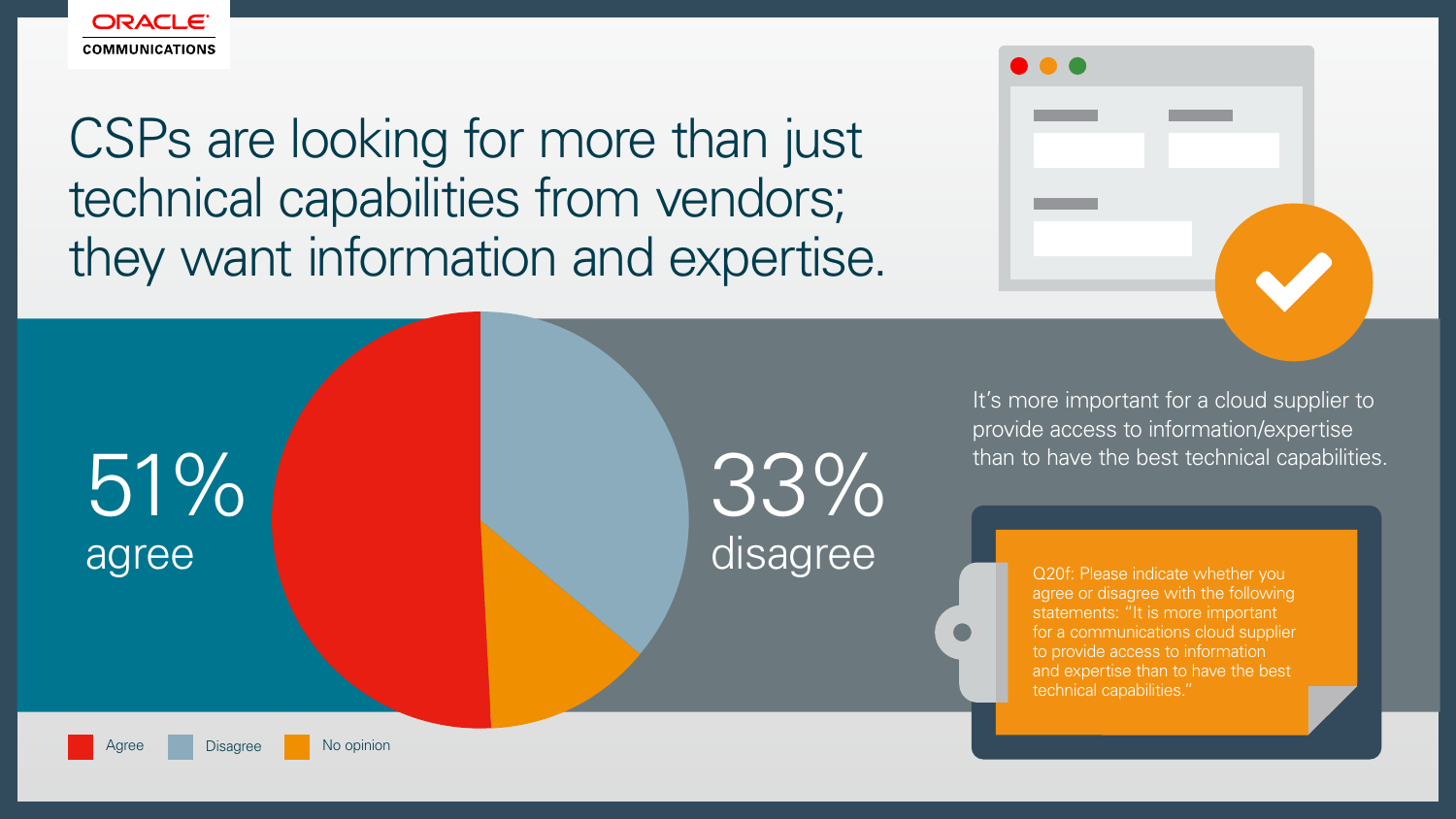# CSPs are looking for more than just technical capabilities from vendors; they want information and expertise.

**51%** agree

**33%** disagree

It's more important for a cloud supplier to provide access to information/expertise than to have the best technical capabilities.

Q20f: Please indicate whether you agree or disagree with the following statements: "It is more important for a communications cloud supplier to provide access to information and expertise than to have the best technical capabilities."

Agree | Disagree | No opinion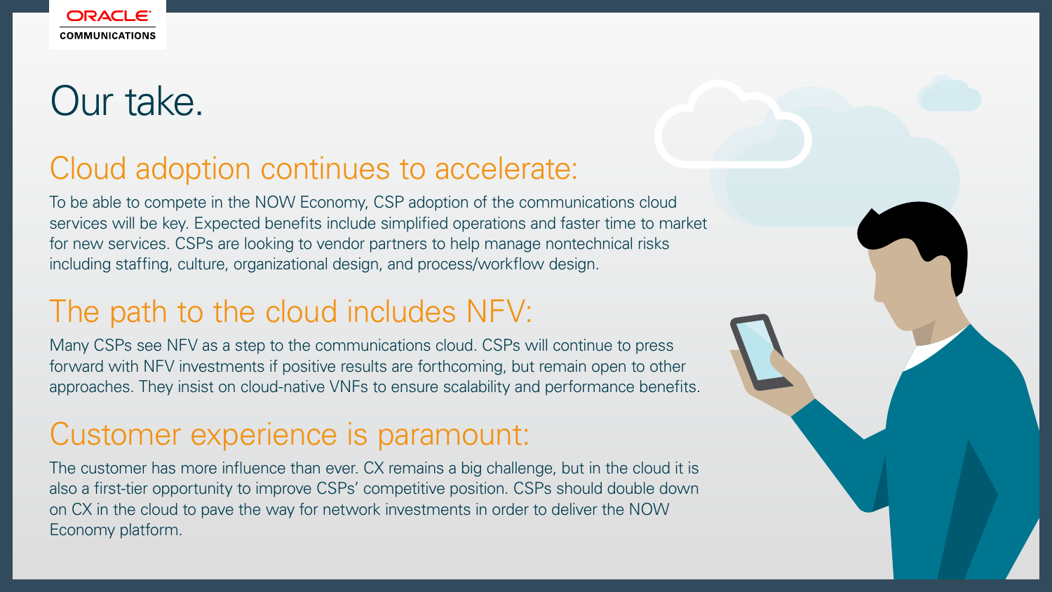# Our take.

## Cloud adoption continues to accelerate:

To be able to compete in the NOW Economy, CSP adoption of the communications cloud services will be key. Expected benefits include simplified operations and faster time to market for new services. CSPs are looking to vendor partners to help manage nontechnical risks including staffing, culture, organizational design, and process/workflow design.

## The path to the cloud includes NFV:

Many CSPs see NFV as a step to the communications cloud. CSPs will continue to press forward with NFV investments if positive results are forthcoming, but remain open to other approaches. They insist on cloud-native VNFs to ensure scalability and performance benefits.

## Customer experience is paramount:

The customer has more influence than ever. CX remains a big challenge, but in the cloud it is also a first-tier opportunity to improve CSPs' competitive position. CSPs should double down on CX in the cloud to pave the way for network investments in order to deliver the NOW Economy platform.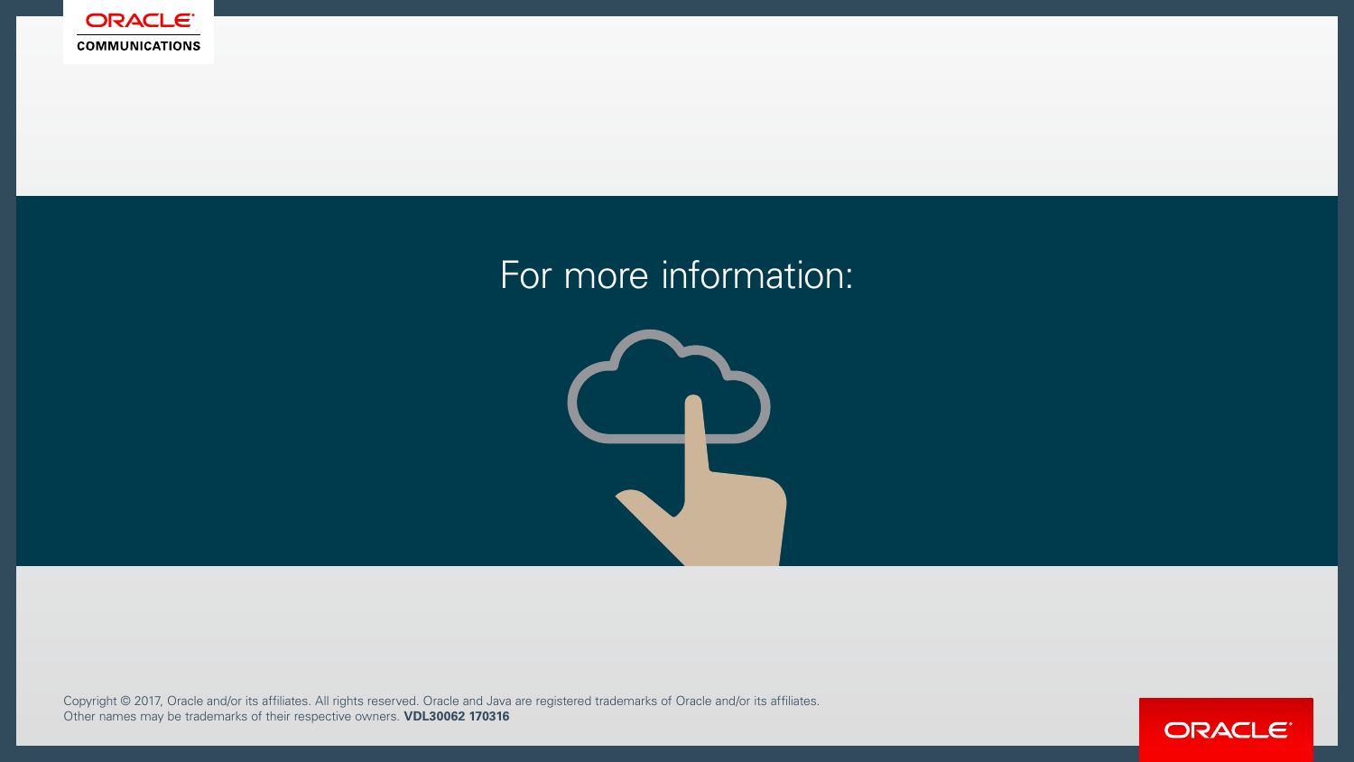ORACLE COMMUNICATIONS

# For more information:

Copyright © 2017, Oracle and/or its affiliates. All rights reserved. Oracle and Java are registered trademarks of Oracle and/or its affiliates. Other names may be trademarks of their respective owners. **VDL30062 170316**

ORACLE